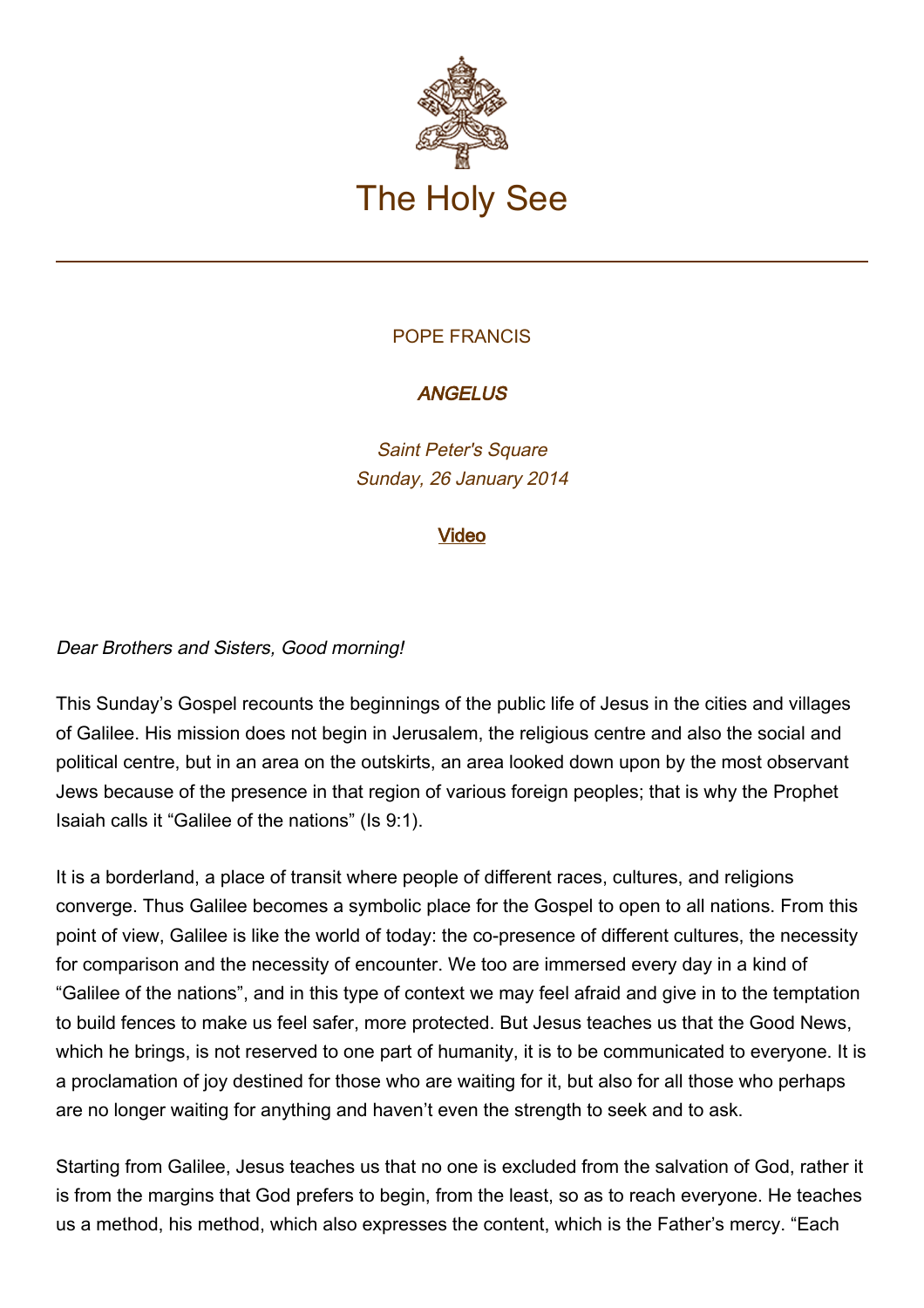# The Holy See

POPE FRANCIS

***ANGELUS***

*Saint Peter's Square*
*Sunday, 26 January 2014*

**Video**

*Dear Brothers and Sisters, Good morning!*

This Sunday's Gospel recounts the beginnings of the public life of Jesus in the cities and villages of Galilee. His mission does not begin in Jerusalem, the religious centre and also the social and political centre, but in an area on the outskirts, an area looked down upon by the most observant Jews because of the presence in that region of various foreign peoples; that is why the Prophet Isaiah calls it "Galilee of the nations" (Is 9:1).

It is a borderland, a place of transit where people of different races, cultures, and religions converge. Thus Galilee becomes a symbolic place for the Gospel to open to all nations. From this point of view, Galilee is like the world of today: the co-presence of different cultures, the necessity for comparison and the necessity of encounter. We too are immersed every day in a kind of "Galilee of the nations", and in this type of context we may feel afraid and give in to the temptation to build fences to make us feel safer, more protected. But Jesus teaches us that the Good News, which he brings, is not reserved to one part of humanity, it is to be communicated to everyone. It is a proclamation of joy destined for those who are waiting for it, but also for all those who perhaps are no longer waiting for anything and haven't even the strength to seek and to ask.

Starting from Galilee, Jesus teaches us that no one is excluded from the salvation of God, rather it is from the margins that God prefers to begin, from the least, so as to reach everyone. He teaches us a method, his method, which also expresses the content, which is the Father's mercy. "Each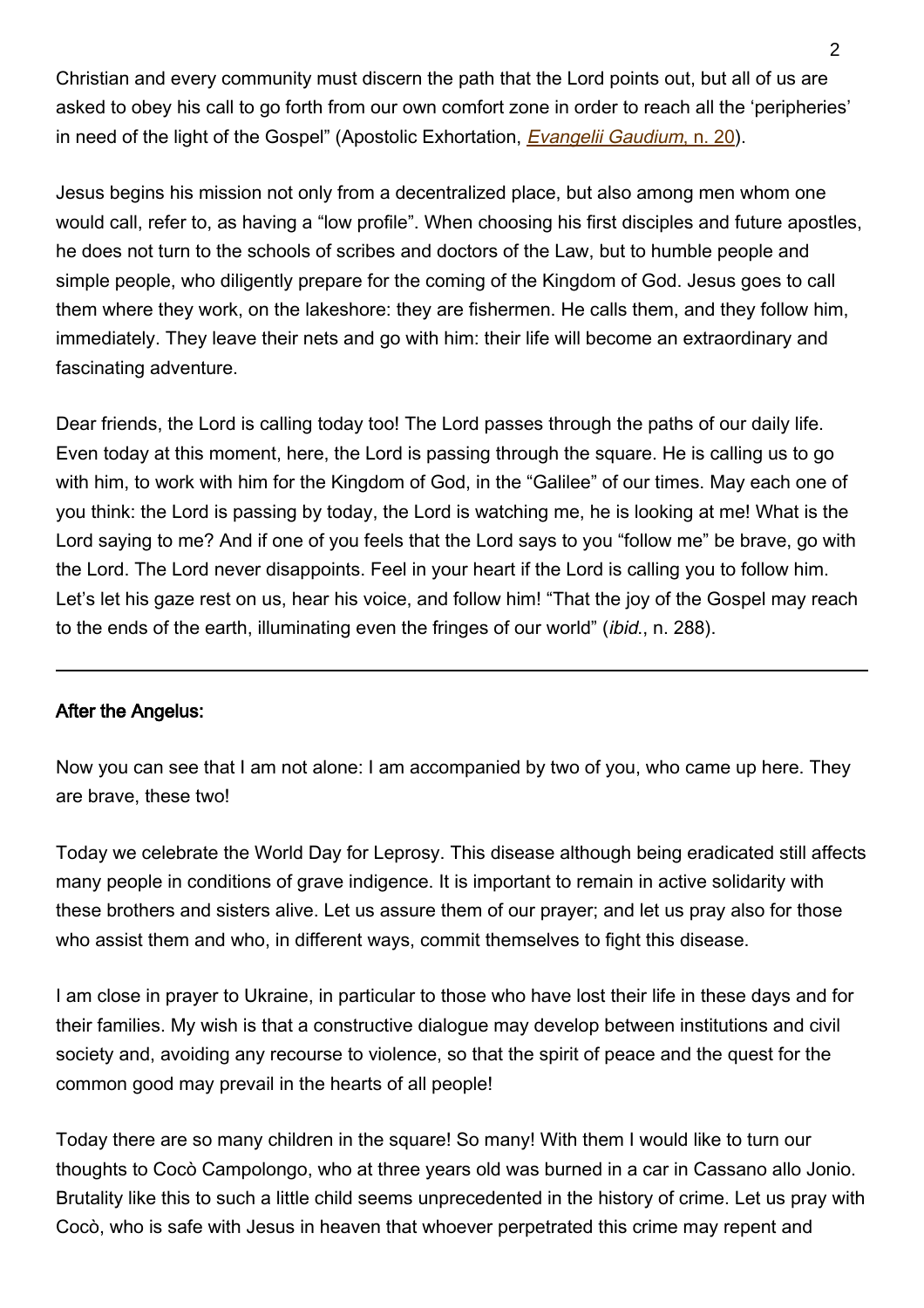Christian and every community must discern the path that the Lord points out, but all of us are asked to obey his call to go forth from our own comfort zone in order to reach all the 'peripheries' in need of the light of the Gospel" (Apostolic Exhortation, *Evangelii Gaudium*, n. 20).

Jesus begins his mission not only from a decentralized place, but also among men whom one would call, refer to, as having a "low profile". When choosing his first disciples and future apostles, he does not turn to the schools of scribes and doctors of the Law, but to humble people and simple people, who diligently prepare for the coming of the Kingdom of God. Jesus goes to call them where they work, on the lakeshore: they are fishermen. He calls them, and they follow him, immediately. They leave their nets and go with him: their life will become an extraordinary and fascinating adventure.

Dear friends, the Lord is calling today too! The Lord passes through the paths of our daily life. Even today at this moment, here, the Lord is passing through the square. He is calling us to go with him, to work with him for the Kingdom of God, in the "Galilee" of our times. May each one of you think: the Lord is passing by today, the Lord is watching me, he is looking at me! What is the Lord saying to me? And if one of you feels that the Lord says to you "follow me" be brave, go with the Lord. The Lord never disappoints. Feel in your heart if the Lord is calling you to follow him. Let's let his gaze rest on us, hear his voice, and follow him! "That the joy of the Gospel may reach to the ends of the earth, illuminating even the fringes of our world" (*ibid*., n. 288).

---

**After the Angelus:**

Now you can see that I am not alone: I am accompanied by two of you, who came up here. They are brave, these two!

Today we celebrate the World Day for Leprosy. This disease although being eradicated still affects many people in conditions of grave indigence. It is important to remain in active solidarity with these brothers and sisters alive. Let us assure them of our prayer; and let us pray also for those who assist them and who, in different ways, commit themselves to fight this disease.

I am close in prayer to Ukraine, in particular to those who have lost their life in these days and for their families. My wish is that a constructive dialogue may develop between institutions and civil society and, avoiding any recourse to violence, so that the spirit of peace and the quest for the common good may prevail in the hearts of all people!

Today there are so many children in the square! So many! With them I would like to turn our thoughts to Cocò Campolongo, who at three years old was burned in a car in Cassano allo Jonio. Brutality like this to such a little child seems unprecedented in the history of crime. Let us pray with Cocò, who is safe with Jesus in heaven that whoever perpetrated this crime may repent and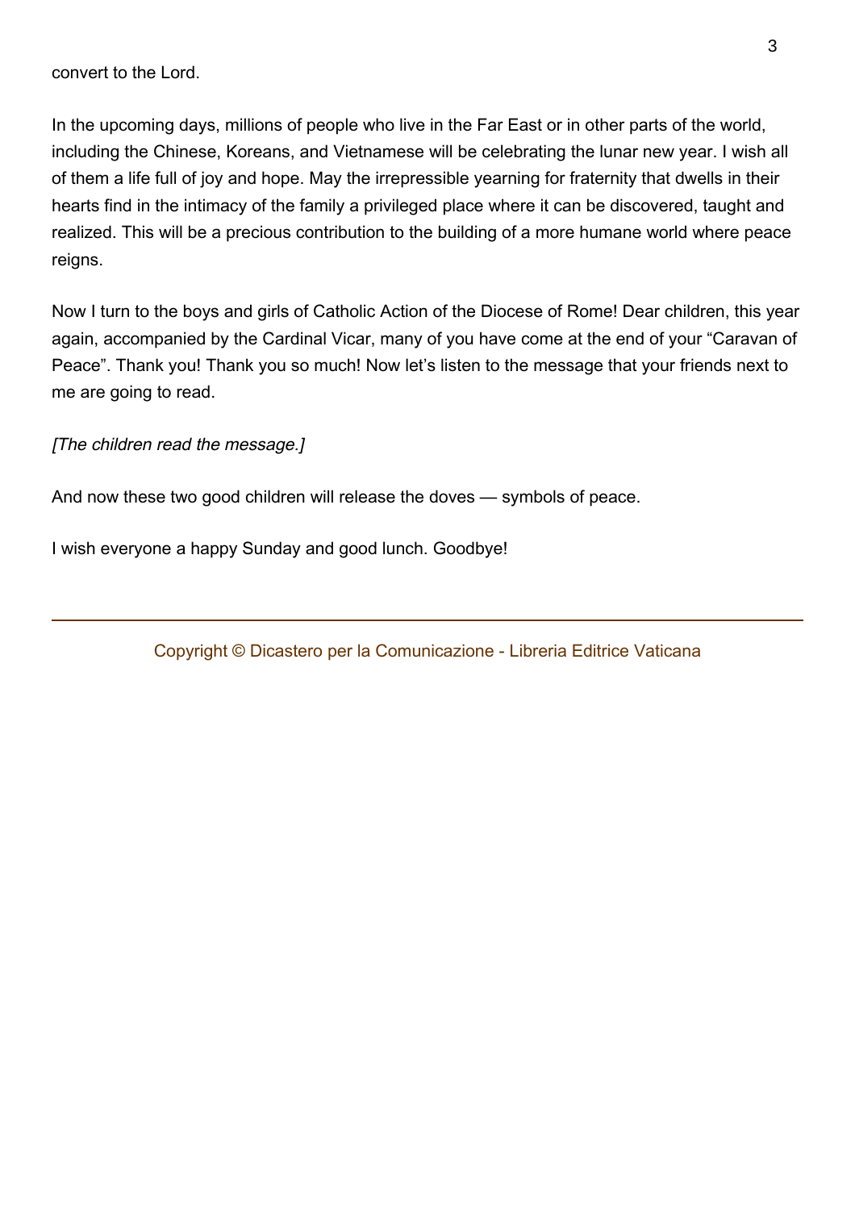convert to the Lord.

In the upcoming days, millions of people who live in the Far East or in other parts of the world, including the Chinese, Koreans, and Vietnamese will be celebrating the lunar new year. I wish all of them a life full of joy and hope. May the irrepressible yearning for fraternity that dwells in their hearts find in the intimacy of the family a privileged place where it can be discovered, taught and realized. This will be a precious contribution to the building of a more humane world where peace reigns.

Now I turn to the boys and girls of Catholic Action of the Diocese of Rome! Dear children, this year again, accompanied by the Cardinal Vicar, many of you have come at the end of your “Caravan of Peace”. Thank you! Thank you so much! Now let’s listen to the message that your friends next to me are going to read.

*[The children read the message.]*

And now these two good children will release the doves — symbols of peace.

I wish everyone a happy Sunday and good lunch. Goodbye!

---

Copyright © Dicastero per la Comunicazione - Libreria Editrice Vaticana